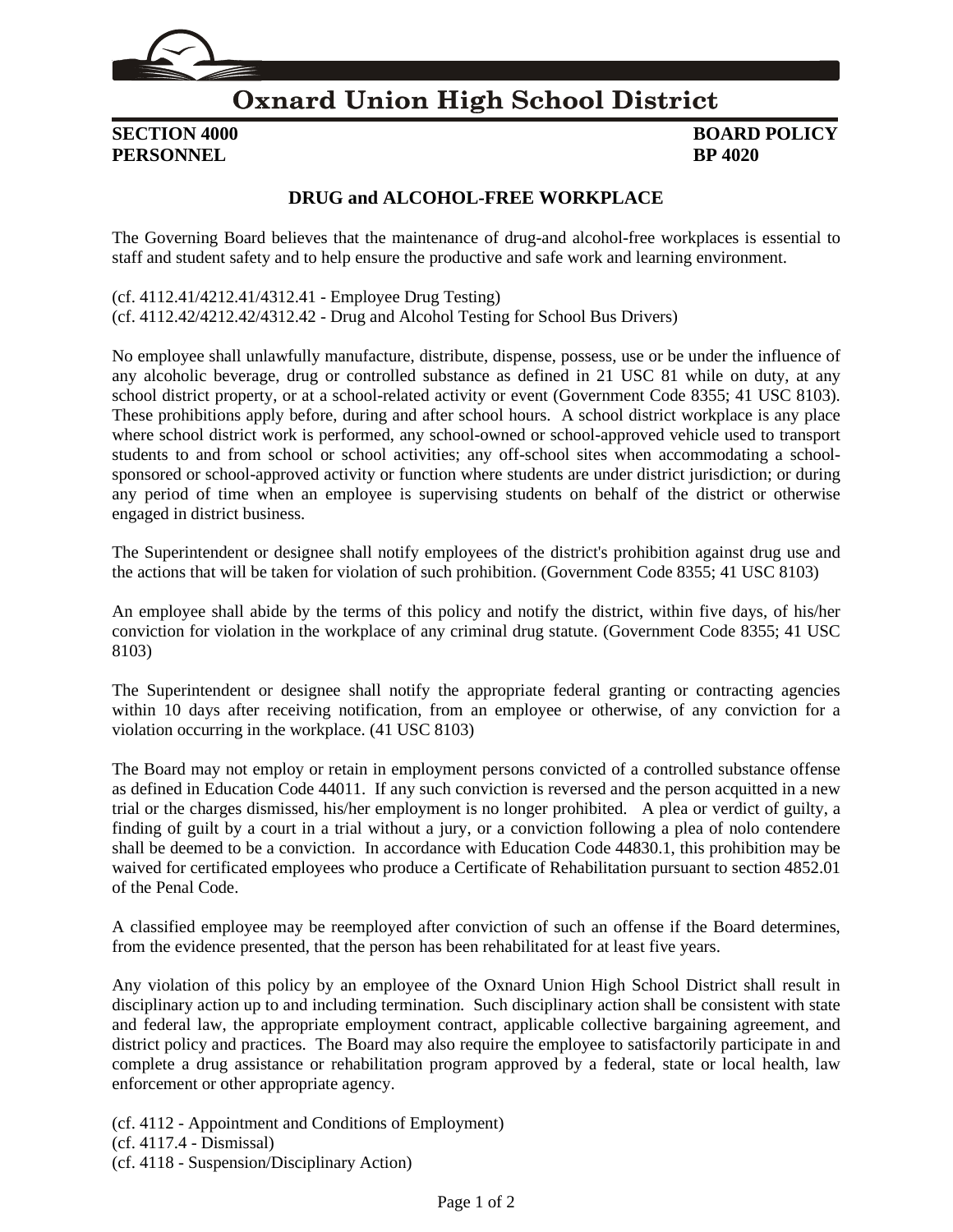# Oxnard Union High School District

**SECTION 4000** **BOARD POLICY**
**PERSONNEL** **BP 4020**

## DRUG and ALCOHOL-FREE WORKPLACE

The Governing Board believes that the maintenance of drug-and alcohol-free workplaces is essential to staff and student safety and to help ensure the productive and safe work and learning environment.

(cf. 4112.41/4212.41/4312.41 - Employee Drug Testing)
(cf. 4112.42/4212.42/4312.42 - Drug and Alcohol Testing for School Bus Drivers)

No employee shall unlawfully manufacture, distribute, dispense, possess, use or be under the influence of any alcoholic beverage, drug or controlled substance as defined in 21 USC 81 while on duty, at any school district property, or at a school-related activity or event (Government Code 8355; 41 USC 8103). These prohibitions apply before, during and after school hours. A school district workplace is any place where school district work is performed, any school-owned or school-approved vehicle used to transport students to and from school or school activities; any off-school sites when accommodating a school-sponsored or school-approved activity or function where students are under district jurisdiction; or during any period of time when an employee is supervising students on behalf of the district or otherwise engaged in district business.

The Superintendent or designee shall notify employees of the district's prohibition against drug use and the actions that will be taken for violation of such prohibition. (Government Code 8355; 41 USC 8103)

An employee shall abide by the terms of this policy and notify the district, within five days, of his/her conviction for violation in the workplace of any criminal drug statute. (Government Code 8355; 41 USC 8103)

The Superintendent or designee shall notify the appropriate federal granting or contracting agencies within 10 days after receiving notification, from an employee or otherwise, of any conviction for a violation occurring in the workplace. (41 USC 8103)

The Board may not employ or retain in employment persons convicted of a controlled substance offense as defined in Education Code 44011. If any such conviction is reversed and the person acquitted in a new trial or the charges dismissed, his/her employment is no longer prohibited. A plea or verdict of guilty, a finding of guilt by a court in a trial without a jury, or a conviction following a plea of nolo contendere shall be deemed to be a conviction. In accordance with Education Code 44830.1, this prohibition may be waived for certificated employees who produce a Certificate of Rehabilitation pursuant to section 4852.01 of the Penal Code.

A classified employee may be reemployed after conviction of such an offense if the Board determines, from the evidence presented, that the person has been rehabilitated for at least five years.

Any violation of this policy by an employee of the Oxnard Union High School District shall result in disciplinary action up to and including termination. Such disciplinary action shall be consistent with state and federal law, the appropriate employment contract, applicable collective bargaining agreement, and district policy and practices. The Board may also require the employee to satisfactorily participate in and complete a drug assistance or rehabilitation program approved by a federal, state or local health, law enforcement or other appropriate agency.

(cf. 4112 - Appointment and Conditions of Employment)
(cf. 4117.4 - Dismissal)
(cf. 4118 - Suspension/Disciplinary Action)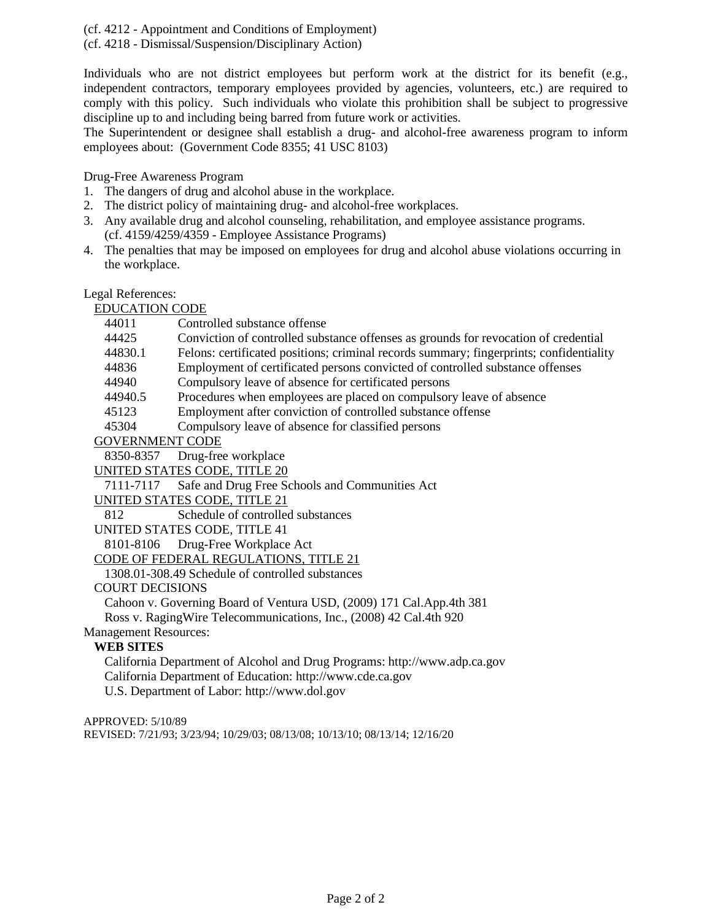(cf. 4212 - Appointment and Conditions of Employment)
(cf. 4218 - Dismissal/Suspension/Disciplinary Action)

Individuals who are not district employees but perform work at the district for its benefit (e.g., independent contractors, temporary employees provided by agencies, volunteers, etc.) are required to comply with this policy. Such individuals who violate this prohibition shall be subject to progressive discipline up to and including being barred from future work or activities.
The Superintendent or designee shall establish a drug- and alcohol-free awareness program to inform employees about: (Government Code 8355; 41 USC 8103)

Drug-Free Awareness Program

1. The dangers of drug and alcohol abuse in the workplace.
2. The district policy of maintaining drug- and alcohol-free workplaces.
3. Any available drug and alcohol counseling, rehabilitation, and employee assistance programs.
   (cf. 4159/4259/4359 - Employee Assistance Programs)
4. The penalties that may be imposed on employees for drug and alcohol abuse violations occurring in the workplace.

Legal References:

EDUCATION CODE

| | |
|---|---|
| 44011 | Controlled substance offense |
| 44425 | Conviction of controlled substance offenses as grounds for revocation of credential |
| 44830.1 | Felons: certificated positions; criminal records summary; fingerprints; confidentiality |
| 44836 | Employment of certificated persons convicted of controlled substance offenses |
| 44940 | Compulsory leave of absence for certificated persons |
| 44940.5 | Procedures when employees are placed on compulsory leave of absence |
| 45123 | Employment after conviction of controlled substance offense |
| 45304 | Compulsory leave of absence for classified persons |

GOVERNMENT CODE

| | |
|---|---|
| 8350-8357 | Drug-free workplace |

UNITED STATES CODE, TITLE 20

| | |
|---|---|
| 7111-7117 | Safe and Drug Free Schools and Communities Act |

UNITED STATES CODE, TITLE 21

| | |
|---|---|
| 812 | Schedule of controlled substances |

UNITED STATES CODE, TITLE 41

| | |
|---|---|
| 8101-8106 | Drug-Free Workplace Act |

CODE OF FEDERAL REGULATIONS, TITLE 21

1308.01-308.49 Schedule of controlled substances

COURT DECISIONS

Cahoon v. Governing Board of Ventura USD, (2009) 171 Cal.App.4th 381

Ross v. RagingWire Telecommunications, Inc., (2008) 42 Cal.4th 920

Management Resources:

**WEB SITES**

California Department of Alcohol and Drug Programs: http://www.adp.ca.gov

California Department of Education: http://www.cde.ca.gov

U.S. Department of Labor: http://www.dol.gov

APPROVED: 5/10/89
REVISED: 7/21/93; 3/23/94; 10/29/03; 08/13/08; 10/13/10; 08/13/14; 12/16/20